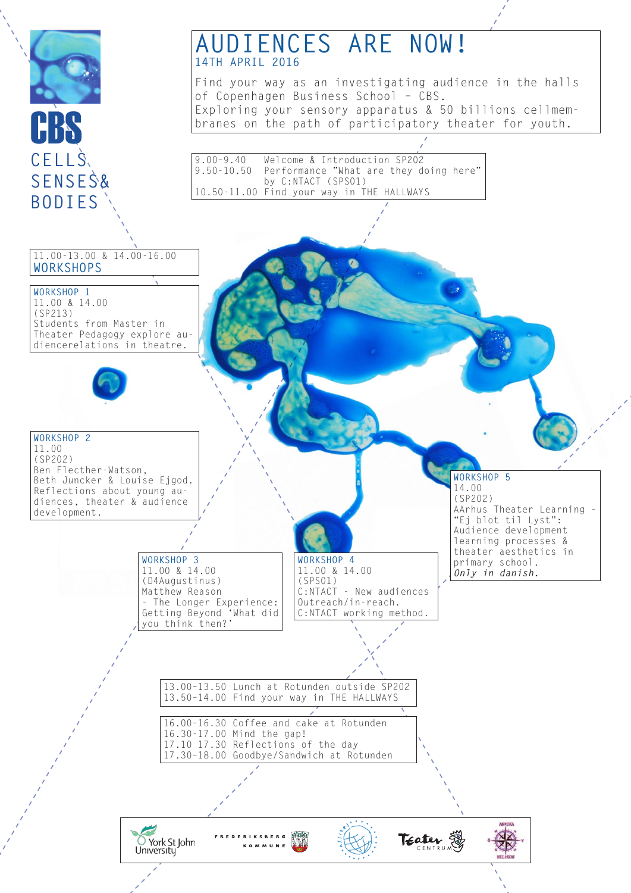# CBS

## CELLS SENSES & BODIES

# AUDIENCES ARE NOW!

14TH APRIL 2016

Find your way as an investigating audience in the halls of Copenhagen Business School – CBS.
Exploring your sensory apparatus & 50 billions cellmembranes on the path of participatory theater for youth.

9.00-9.40 Welcome & Introduction SP202
9.50-10.50 Performance "What are they doing here" by C:NTACT (SPS01)
10.50-11.00 Find your way in THE HALLWAYS

11.00-13.00 & 14.00-16.00
**WORKSHOPS**

**WORKSHOP 1**
11.00 & 14.00
(SP213)
Students from Master in Theater Pedagogy explore audiencerelations in theatre.

**WORKSHOP 2**
11.00
(SP202)
Ben Flecther-Watson, Beth Juncker & Louise Ejgod.
Reflections about young audiences, theater & audience development.

**WORKSHOP 3**
11.00 & 14.00
(D4Augustinus)
Matthew Reason
- The Longer Experience: Getting Beyond 'What did you think then?'

**WORKSHOP 4**
11.00 & 14.00
(SPS01)
C:NTACT - New audiences Outreach/in-reach.
C:NTACT working method.

**WORKSHOP 5**
14.00
(SP202)
AArhus Theater Learning – "Ej blot til Lyst":
Audience development learning processes & theater aesthetics in primary school.
*Only in danish.*

13.00-13.50 Lunch at Rotunden outside SP202
13.50-14.00 Find your way in THE HALLWAYS

16.00-16.30 Coffee and cake at Rotunden
16.30-17.00 Mind the gap!
17.10 17.30 Reflections of the day
17.30-18.00 Goodbye/Sandwich at Rotunden

York St John University · FREDERIKSBERG KOMMUNE · Teater Centrum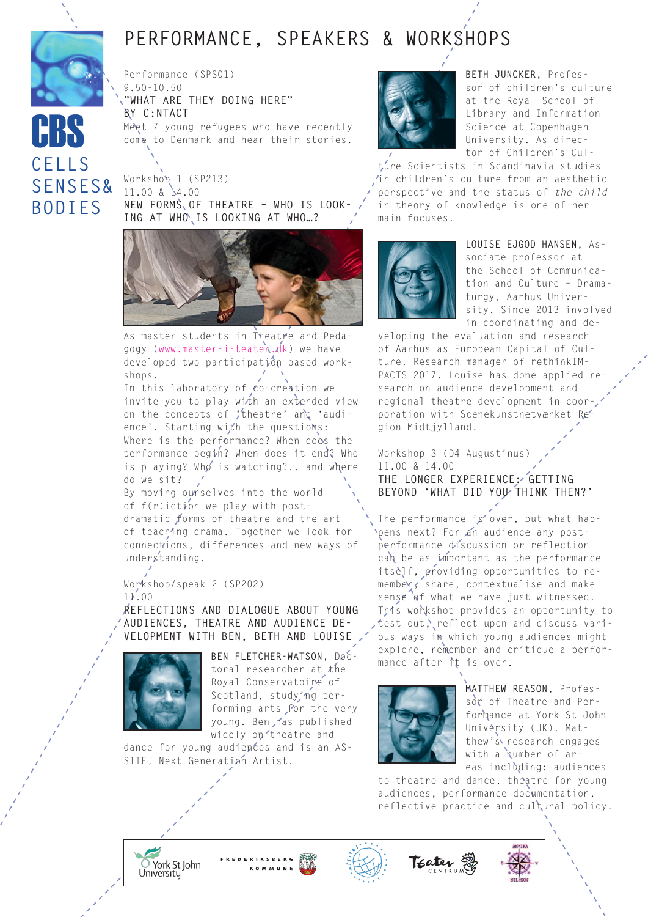CBS

CELLS SENSES& BODIES

# PERFORMANCE, SPEAKERS & WORKSHOPS

Performance (SPS01)
9.50-10.50
"WHAT ARE THEY DOING HERE"
BY C:NTACT

Meet 7 young refugees who have recently come to Denmark and hear their stories.

Workshop 1 (SP213)
11.00 & 14.00
NEW FORMS OF THEATRE – WHO IS LOOKING AT WHO IS LOOKING AT WHO…?

As master students in Theatre and Pedagogy (www.master-i-teater.dk) we have developed two participation based workshops.
In this laboratory of co-creation we invite you to play with an extended view on the concepts of 'theatre' and 'audience'. Starting with the questions: Where is the performance? When does the performance begin? When does it end? Who is playing? Who is watching?.. and where do we sit?
By moving ourselves into the world of f(r)iction we play with post-dramatic forms of theatre and the art of teaching drama. Together we look for connections, differences and new ways of understanding.

Workshop/speak 2 (SP202)
11.00
REFLECTIONS AND DIALOGUE ABOUT YOUNG AUDIENCES, THEATRE AND AUDIENCE DEVELOPMENT WITH BEN, BETH AND LOUISE

BEN FLETCHER-WATSON, Doctoral researcher at the Royal Conservatoire of Scotland, studying performing arts for the very young. Ben has published widely on theatre and dance for young audiences and is an ASSITEJ Next Generation Artist.

BETH JUNCKER, Professor of children's culture at the Royal School of Library and Information Science at Copenhagen University. As director of Children's Culture Scientists in Scandinavia studies in children´s culture from an aesthetic perspective and the status of *the child* in theory of knowledge is one of her main focuses.

LOUISE EJGOD HANSEN, Associate professor at the School of Communication and Culture – Dramaturgy, Aarhus University. Since 2013 involved in coordinating and developing the evaluation and research of Aarhus as European Capital of Culture. Research manager of rethinkIMPACTS 2017. Louise has done applied research on audience development and regional theatre development in coorporation with Scenekunstnetværket Region Midtjylland.

Workshop 3 (D4 Augustinus)
11.00 & 14.00
THE LONGER EXPERIENCE: GETTING BEYOND 'WHAT DID YOU THINK THEN?'

The performance is over, but what happens next? For an audience any post-performance discussion or reflection can be as important as the performance itself, providing opportunities to remember, share, contextualise and make sense of what we have just witnessed.
This workshop provides an opportunity to test out, reflect upon and discuss various ways in which young audiences might explore, remember and critique a performance after it is over.

MATTHEW REASON, Professor of Theatre and Performance at York St John University (UK). Matthew's research engages with a number of areas including: audiences to theatre and dance, theatre for young audiences, performance documentation, reflective practice and cultural policy.

York St John University · FREDERIKSBERG KOMMUNE · Teater Centrum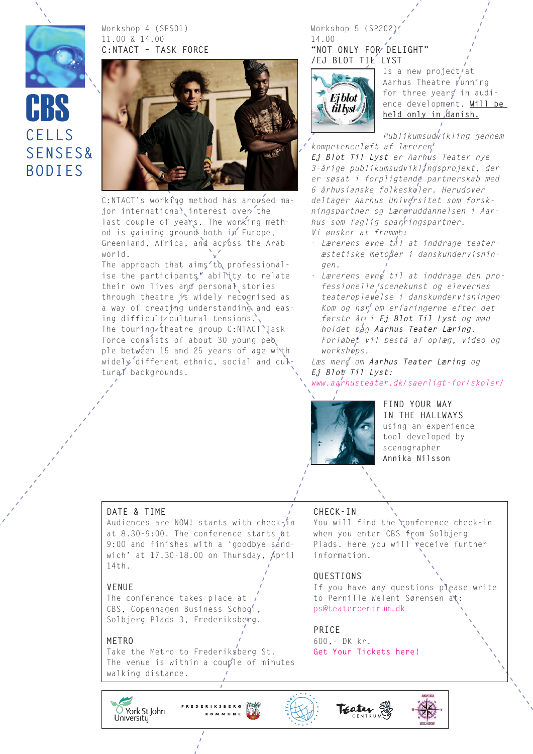CBS

CELLS SENSES& BODIES

Workshop 4 (SPS01)
11.00 & 14.00

## C:NTACT – TASK FORCE

C:NTACT's working method has aroused major international interest over the last couple of years. The working method is gaining ground both in Europe, Greenland, Africa, and across the Arab world.

The approach that aims to professionalise the participants' ability to relate their own lives and personal stories through theatre is widely recognised as a way of creating understanding and easing difficult cultural tensions.

The touring theatre group C:NTACT Taskforce consists of about 30 young people between 15 and 25 years of age with widely different ethnic, social and cultural backgrounds.

Workshop 5 (SP202)
14.00

## "NOT ONLY FOR DELIGHT" /EJ BLOT TIL LYST

Is a new project at Aarhus Theatre running for three years in audience development. Will be held only in danish.

*Publikumsudvikling gennem kompetenceløft af læreren*

*Ej Blot Til Lyst er Aarhus Teater nye 3-årige publikumsudviklingsprojekt, der er søsat i forpligtende partnerskab med 6 århusianske folkeskoler. Herudover deltager Aarhus Universitet som forskningspartner og Læreruddannelsen i Aarhus som faglig sparringspartner.*

*Vi ønsker at fremme:*

- *Lærerens evne til at inddrage teateræstetiske metoder i danskundervisningen.*
- *Lærerens evne til at inddrage den professionelle scenekunst og elevernes teateroplevelse i danskundervisningen*

*Kom og hør om erfaringerne efter det første år i* ***Ej Blot Til Lyst*** *og mød holdet bag* ***Aarhus Teater Læring.*** *Forløbet vil bestå af oplæg, video og workshops.*

*Læs mere om* ***Aarhus Teater Læring*** *og* ***Ej Blot Til Lyst:***

*www.aarhusteater.dk/saerligt-for/skoler/*

FIND YOUR WAY IN THE HALLWAYS
using an experience tool developed by scenographer
Annika Nilsson

### DATE & TIME

Audiences are NOW! starts with check-in at 8.30-9:00. The conference starts at 9:00 and finishes with a 'goodbye sandwich' at 17.30-18.00 on Thursday, April 14th.

### VENUE

The conference takes place at CBS, Copenhagen Business School, Solbjerg Plads 3, Frederiksberg.

### METRO

Take the Metro to Frederiksberg St. The venue is within a couple of minutes walking distance.

### CHECK-IN

You will find the conference check-in when you enter CBS from Solbjerg Plads. Here you will receive further information.

### QUESTIONS

If you have any questions please write to Pernille Welent Sørensen at: ps@teatercentrum.dk

### PRICE

600,- DK kr.
Get Your Tickets here!

York St John University · FREDERIKSBERG KOMMUNE · Teater CENTRUM · ANNIKA NILSSON